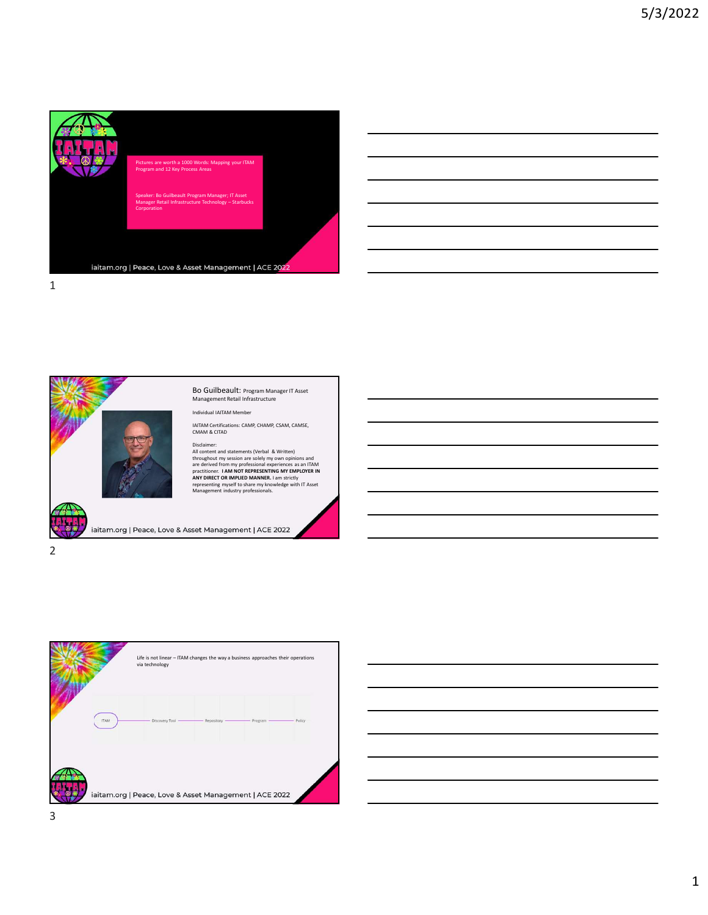Pictures are worth a 1000 Words: Mapping your ITAM Program and 12 Key Process Areas

Speaker: Bo Guilbeault Program Manager; IT Asset Manager Retail Infrastructure Technology – Starbucks Corporation

iaitam.org | Peace, Love & Asset Management | ACE 2022

---

Bo Guilbeault: Program Manager IT Asset Management Retail Infrastructure

Individual IAITAM Member

IAITAM Certifications: CAMP, CHAMP, CSAM, CAMSE, CMAM & CITAD

Disclaimer:
All content and statements (Verbal & Written) throughout my session are solely my own opinions and are derived from my professional experiences as an ITAM practitioner. **I AM NOT REPRESENTING MY EMPLOYER IN ANY DIRECT OR IMPLIED MANNER.** I am strictly representing myself to share my knowledge with IT Asset Management industry professionals.

iaitam.org | Peace, Love & Asset Management | ACE 2022

---

Life is not linear – ITAM changes the way a business approaches their operations via technology

ITAM — Discovery Tool — Repository — Program — Policy

iaitam.org | Peace, Love & Asset Management | ACE 2022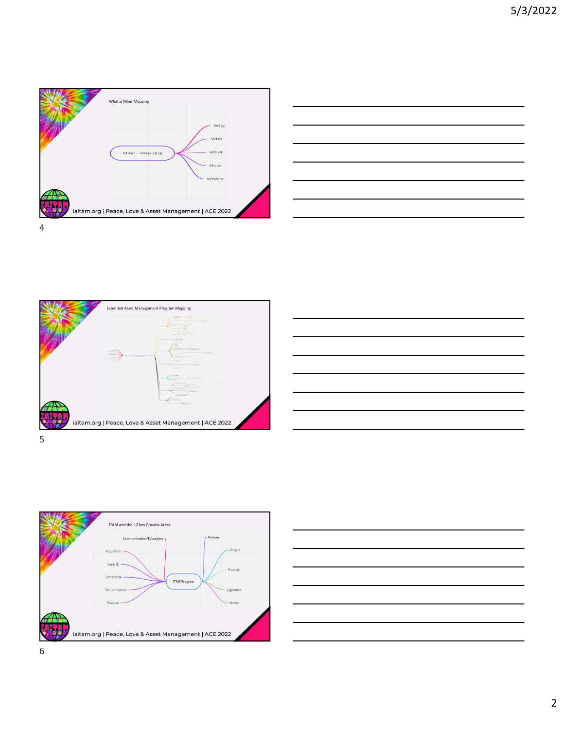What is Mind Mapping

Mind - Mapping

- Why
- Who
- What
- How
- Where

iaitam.org | Peace, Love & Asset Management | ACE 2022

Extended Asset Management Program Mapping

iaitam.org | Peace, Love & Asset Management | ACE 2022

ITAM and the 12 Key Process Areas

ITAM Program

- Communication/Education
- Acquisition
- Asset ID
- Compliance
- Documentation
- Disposal
- Policies
- Project
- Financial
- Legislation
- Vendor

iaitam.org | Peace, Love & Asset Management | ACE 2022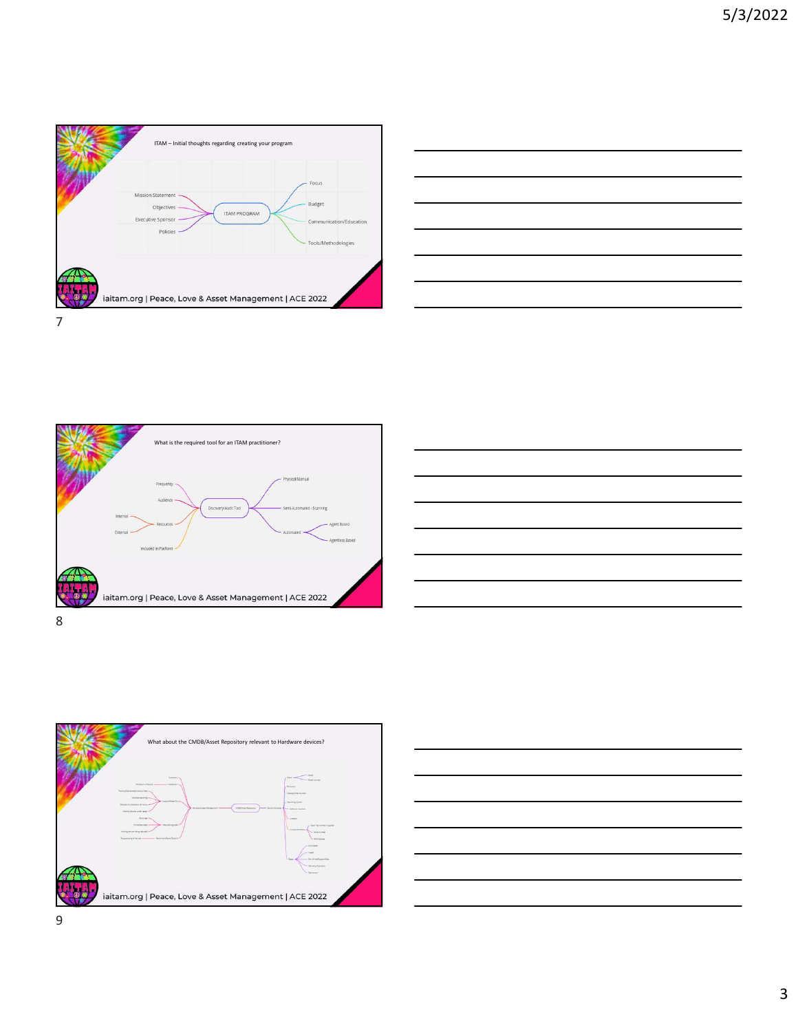ITAM – Initial thoughts regarding creating your program

- ITAM PROGRAM
  - Mission Statement
  - Objectives
  - Executive Sponsor
  - Policies
  - Focus
  - Budget
  - Communication/Education
  - Tools/Methodologies

iaitam.org | Peace, Love & Asset Management | ACE 2022

What is the required tool for an ITAM practitioner?

- Discovery/Audit Tool
  - Frequency
  - Audience
  - Resources
    - Internal
    - External
  - Included in Platform
  - Physical/Manual
  - Semi-Automated - Scanning
  - Automated
    - Agent Based
    - Agentless Based

iaitam.org | Peace, Love & Asset Management | ACE 2022

What about the CMDB/Asset Repository relevant to Hardware devices?

iaitam.org | Peace, Love & Asset Management | ACE 2022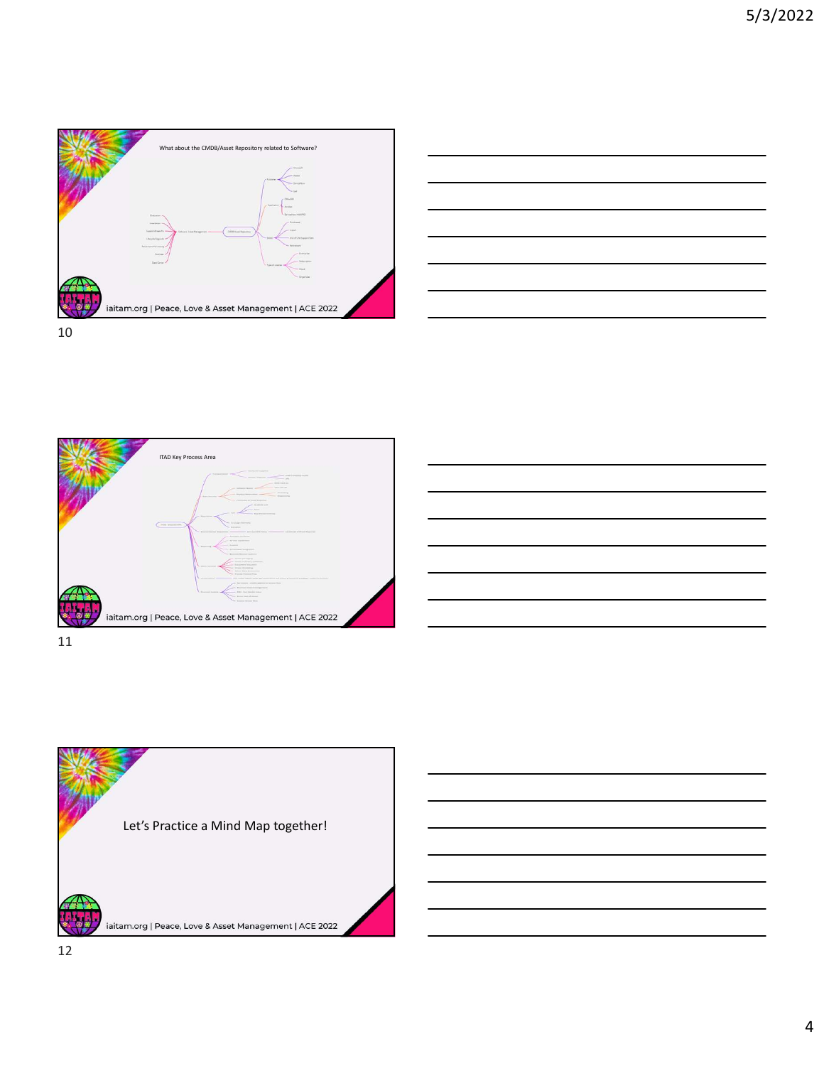What about the CMDB/Asset Repository related to Software?

iaitam.org | Peace, Love & Asset Management | ACE 2022

ITAD Key Process Area

iaitam.org | Peace, Love & Asset Management | ACE 2022

Let's Practice a Mind Map together!

iaitam.org | Peace, Love & Asset Management | ACE 2022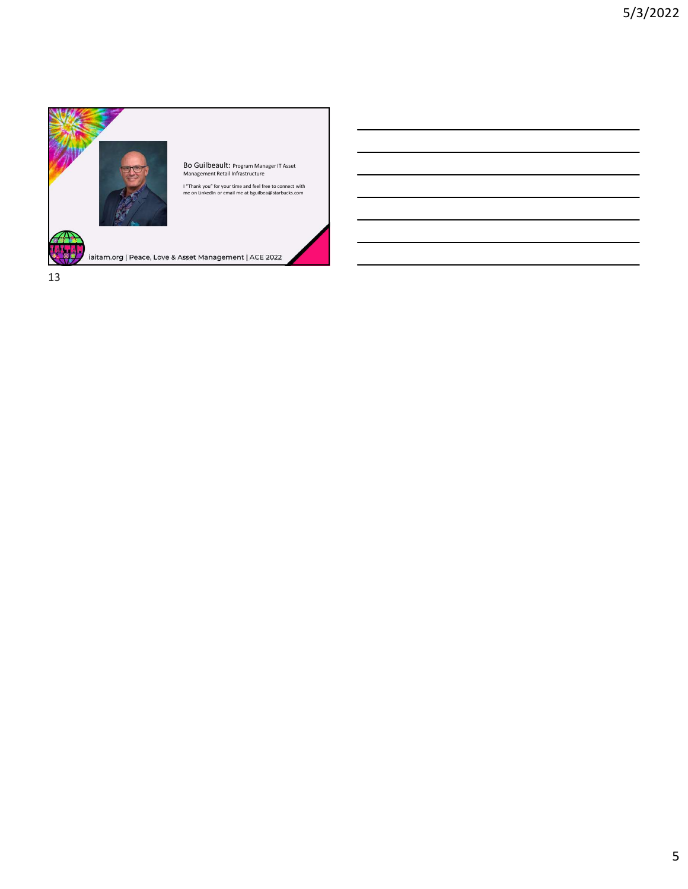Bo Guilbeault: Program Manager IT Asset Management Retail Infrastructure

I "Thank you" for your time and feel free to connect with me on LinkedIn or email me at bguilbea@starbucks.com

iaitam.org | Peace, Love & Asset Management | ACE 2022